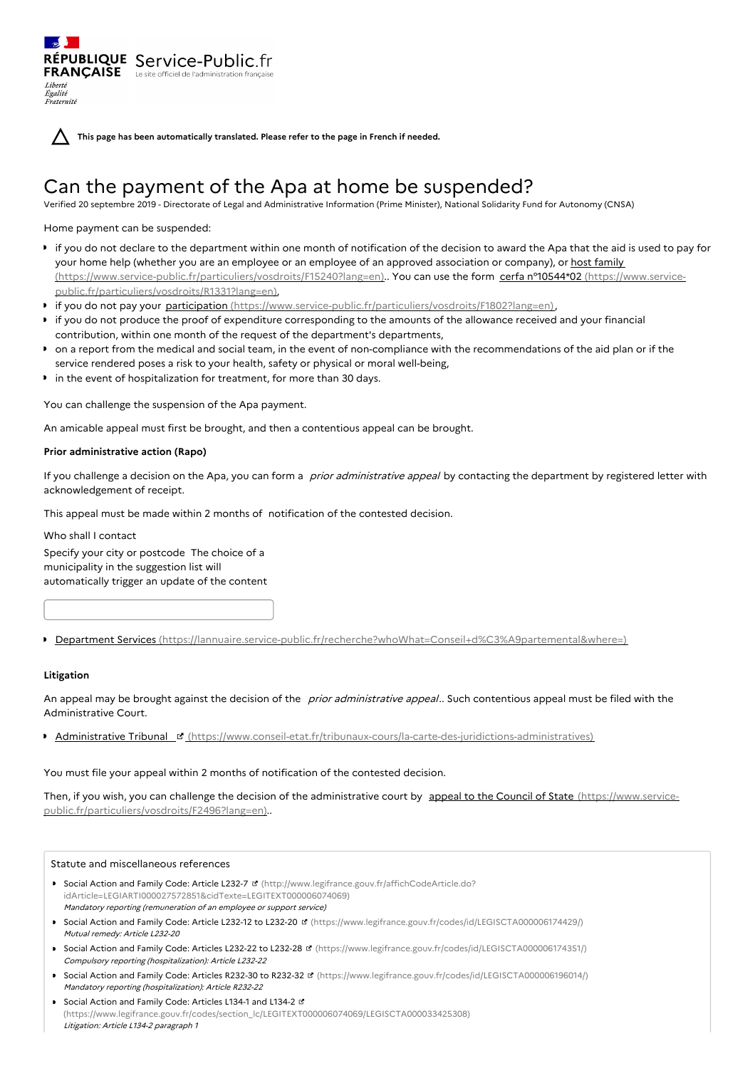RÉPUBLIQUE FRANÇAISE Service-Public.fr
Le site officiel de l'administration française

Liberté
Égalité
Fraternité

**This page has been automatically translated. Please refer to the page in French if needed.**

# Can the payment of the Apa at home be suspended?

Verified 20 septembre 2019 - Directorate of Legal and Administrative Information (Prime Minister), National Solidarity Fund for Autonomy (CNSA)

Home payment can be suspended:

- if you do not declare to the department within one month of notification of the decision to award the Apa that the aid is used to pay for your home help (whether you are an employee or an employee of an approved association or company), or host family (https://www.service-public.fr/particuliers/vosdroits/F15240?lang=en).. You can use the form cerfa n°10544*02 (https://www.service-public.fr/particuliers/vosdroits/R1331?lang=en),
- if you do not pay your participation (https://www.service-public.fr/particuliers/vosdroits/F1802?lang=en),
- if you do not produce the proof of expenditure corresponding to the amounts of the allowance received and your financial contribution, within one month of the request of the department's departments,
- on a report from the medical and social team, in the event of non-compliance with the recommendations of the aid plan or if the service rendered poses a risk to your health, safety or physical or moral well-being,
- in the event of hospitalization for treatment, for more than 30 days.

You can challenge the suspension of the Apa payment.

An amicable appeal must first be brought, and then a contentious appeal can be brought.

**Prior administrative action (Rapo)**

If you challenge a decision on the Apa, you can form a *prior administrative appeal* by contacting the department by registered letter with acknowledgement of receipt.

This appeal must be made within 2 months of notification of the contested decision.

Who shall I contact

Specify your city or postcode The choice of a municipality in the suggestion list will automatically trigger an update of the content

- Department Services (https://lannuaire.service-public.fr/recherche?whoWhat=Conseil+d%C3%A9partemental&where=)

**Litigation**

An appeal may be brought against the decision of the *prior administrative appeal*.. Such contentious appeal must be filed with the Administrative Court.

- Administrative Tribunal (https://www.conseil-etat.fr/tribunaux-cours/la-carte-des-juridictions-administratives)

You must file your appeal within 2 months of notification of the contested decision.

Then, if you wish, you can challenge the decision of the administrative court by appeal to the Council of State (https://www.service-public.fr/particuliers/vosdroits/F2496?lang=en)..

Statute and miscellaneous references

- Social Action and Family Code: Article L232-7 (http://www.legifrance.gouv.fr/affichCodeArticle.do?idArticle=LEGIARTI000027572851&cidTexte=LEGITEXT000006074069)
  *Mandatory reporting (remuneration of an employee or support service)*
- Social Action and Family Code: Article L232-12 to L232-20 (https://www.legifrance.gouv.fr/codes/id/LEGISCTA000006174429/)
  *Mutual remedy: Article L232-20*
- Social Action and Family Code: Articles L232-22 to L232-28 (https://www.legifrance.gouv.fr/codes/id/LEGISCTA000006174351/)
  *Compulsory reporting (hospitalization): Article L232-22*
- Social Action and Family Code: Articles R232-30 to R232-32 (https://www.legifrance.gouv.fr/codes/id/LEGISCTA000006196014/)
  *Mandatory reporting (hospitalization): Article R232-22*
- Social Action and Family Code: Articles L134-1 and L134-2 (https://www.legifrance.gouv.fr/codes/section_lc/LEGITEXT000006074069/LEGISCTA000033425308)
  *Litigation: Article L134-2 paragraph 1*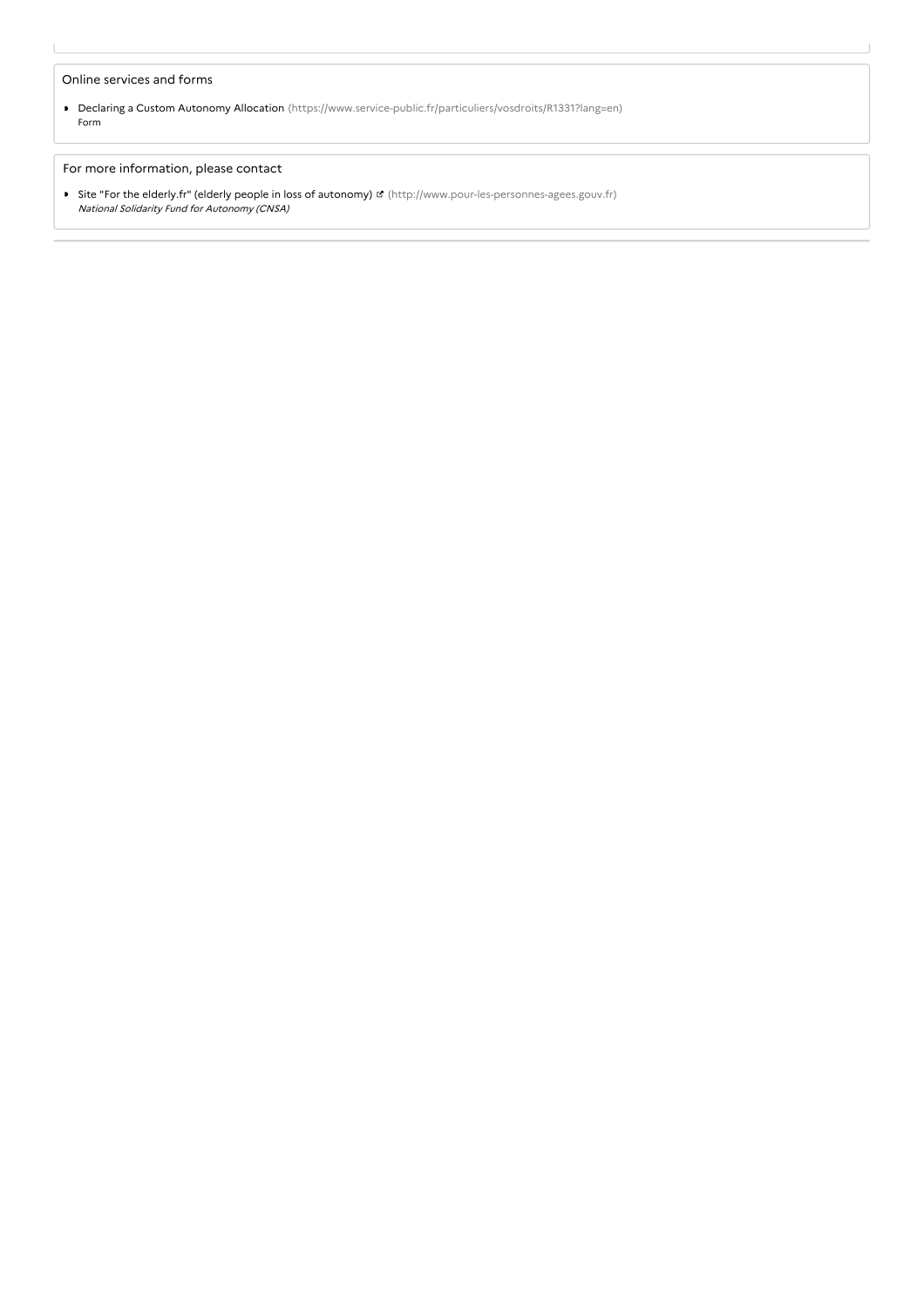## Online services and forms

- Declaring a Custom Autonomy Allocation (https://www.service-public.fr/particuliers/vosdroits/R1331?lang=en)
  Form

## For more information, please contact

- Site "For the elderly.fr" (elderly people in loss of autonomy) (http://www.pour-les-personnes-agees.gouv.fr)
  *National Solidarity Fund for Autonomy (CNSA)*